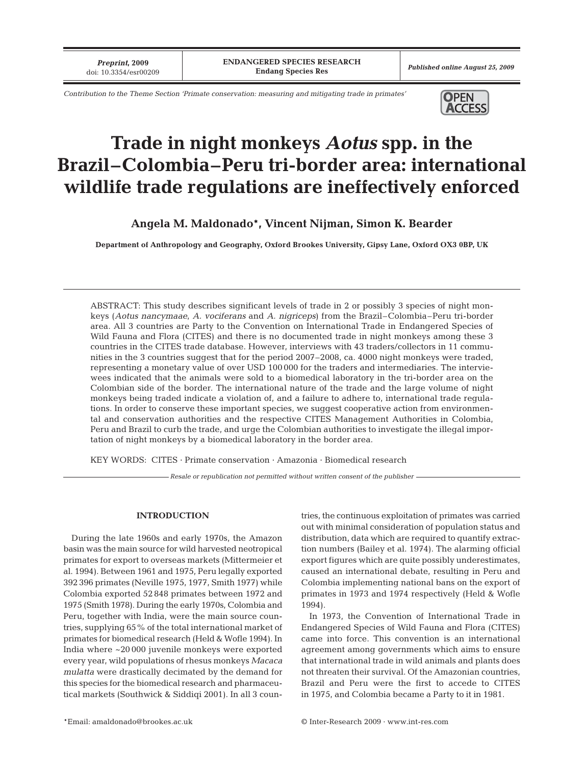Contribution to the Theme Section 'Primate conservation: measuring and mitigating trade in primates'

# Trade in night monkeys *Aotus* spp. in the Brazil–Colombia–Peru tri-border area: international wildlife trade regulations are ineffectively enforced

**Angela M. Maldonado\*, Vincent Nijman, Simon K. Bearder**

**Department of Anthropology and Geography, Oxford Brookes University, Gipsy Lane, Oxford OX3 0BP, UK**

ABSTRACT: This study describes significant levels of trade in 2 or possibly 3 species of night monkeys (*Aotus nancymaae*, *A. vociferans* and *A. nigriceps*) from the Brazil–Colombia–Peru tri-border area. All 3 countries are Party to the Convention on International Trade in Endangered Species of Wild Fauna and Flora (CITES) and there is no documented trade in night monkeys among these 3 countries in the CITES trade database. However, interviews with 43 traders/collectors in 11 communities in the 3 countries suggest that for the period 2007–2008, ca. 4000 night monkeys were traded, representing a monetary value of over USD 100 000 for the traders and intermediaries. The interviewees indicated that the animals were sold to a biomedical laboratory in the tri-border area on the Colombian side of the border. The international nature of the trade and the large volume of night monkeys being traded indicate a violation of, and a failure to adhere to, international trade regulations. In order to conserve these important species, we suggest cooperative action from environmental and conservation authorities and the respective CITES Management Authorities in Colombia, Peru and Brazil to curb the trade, and urge the Colombian authorities to investigate the illegal importation of night monkeys by a biomedical laboratory in the border area.

KEY WORDS: CITES · Primate conservation · Amazonia · Biomedical research

*Resale or republication not permitted without written consent of the publisher*

## INTRODUCTION

During the late 1960s and early 1970s, the Amazon basin was the main source for wild harvested neotropical primates for export to overseas markets (Mittermeier et al. 1994). Between 1961 and 1975, Peru legally exported 392 396 primates (Neville 1975, 1977, Smith 1977) while Colombia exported 52 848 primates between 1972 and 1975 (Smith 1978). During the early 1970s, Colombia and Peru, together with India, were the main source countries, supplying 65% of the total international market of primates for biomedical research (Held & Wofle 1994). In India where ~20 000 juvenile monkeys were exported every year, wild populations of rhesus monkeys *Macaca mulatta* were drastically decimated by the demand for this species for the biomedical research and pharmaceutical markets (Southwick & Siddiqi 2001). In all 3 countries, the continuous exploitation of primates was carried out with minimal consideration of population status and distribution, data which are required to quantify extraction numbers (Bailey et al. 1974). The alarming official export figures which are quite possibly underestimates, caused an international debate, resulting in Peru and Colombia implementing national bans on the export of primates in 1973 and 1974 respectively (Held & Wofle 1994).

In 1973, the Convention of International Trade in Endangered Species of Wild Fauna and Flora (CITES) came into force. This convention is an international agreement among governments which aims to ensure that international trade in wild animals and plants does not threaten their survival. Of the Amazonian countries, Brazil and Peru were the first to accede to CITES in 1975, and Colombia became a Party to it in 1981.

\*Email: amaldonado@brookes.ac.uk

© Inter-Research 2009 · www.int-res.com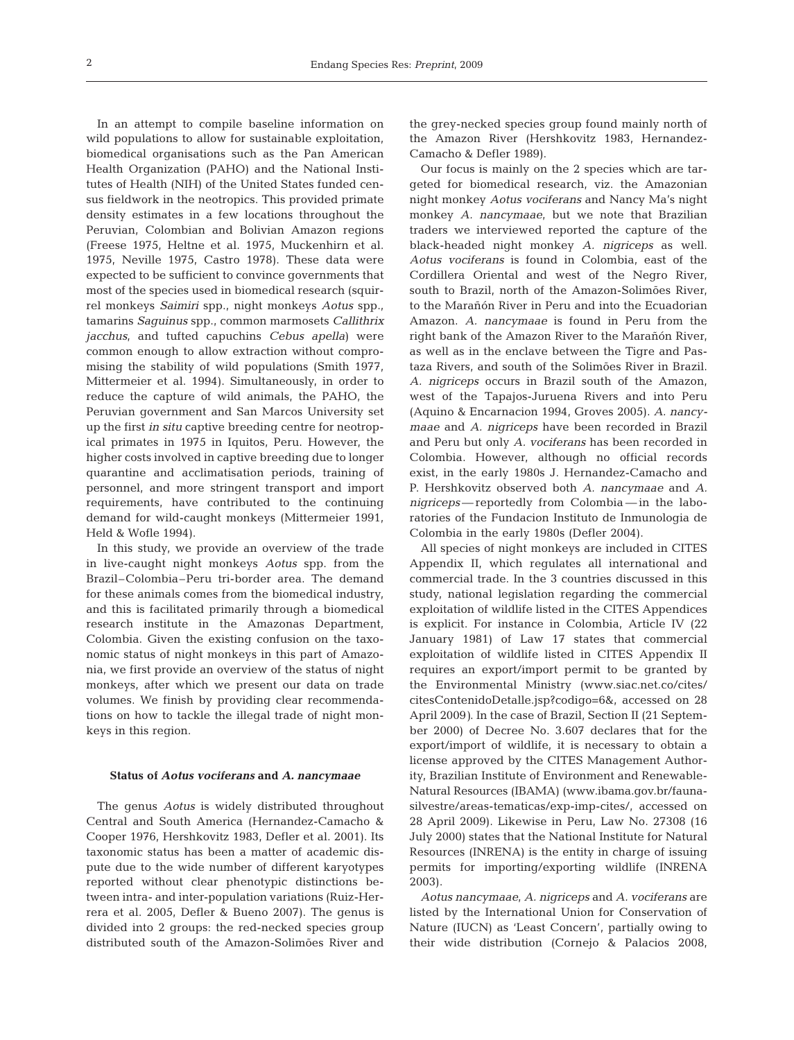In an attempt to compile baseline information on wild populations to allow for sustainable exploitation, biomedical organisations such as the Pan American Health Organization (PAHO) and the National Institutes of Health (NIH) of the United States funded census fieldwork in the neotropics. This provided primate density estimates in a few locations throughout the Peruvian, Colombian and Bolivian Amazon regions (Freese 1975, Heltne et al. 1975, Muckenhirn et al. 1975, Neville 1975, Castro 1978). These data were expected to be sufficient to convince governments that most of the species used in biomedical research (squirrel monkeys *Saimiri* spp., night monkeys *Aotus* spp., tamarins *Saguinus* spp., common marmosets *Callithrix jacchus*, and tufted capuchins *Cebus apella*) were common enough to allow extraction without compromising the stability of wild populations (Smith 1977, Mittermeier et al. 1994). Simultaneously, in order to reduce the capture of wild animals, the PAHO, the Peruvian government and San Marcos University set up the first *in situ* captive breeding centre for neotropical primates in 1975 in Iquitos, Peru. However, the higher costs involved in captive breeding due to longer quarantine and acclimatisation periods, training of personnel, and more stringent transport and import requirements, have contributed to the continuing demand for wild-caught monkeys (Mittermeier 1991, Held & Wofle 1994).

In this study, we provide an overview of the trade in live-caught night monkeys *Aotus* spp. from the Brazil–Colombia–Peru tri-border area. The demand for these animals comes from the biomedical industry, and this is facilitated primarily through a biomedical research institute in the Amazonas Department, Colombia. Given the existing confusion on the taxonomic status of night monkeys in this part of Amazonia, we first provide an overview of the status of night monkeys, after which we present our data on trade volumes. We finish by providing clear recommendations on how to tackle the illegal trade of night monkeys in this region.

## Status of *Aotus vociferans* and *A. nancymaae*

The genus *Aotus* is widely distributed throughout Central and South America (Hernandez-Camacho & Cooper 1976, Hershkovitz 1983, Defler et al. 2001). Its taxonomic status has been a matter of academic dispute due to the wide number of different karyotypes reported without clear phenotypic distinctions between intra- and inter-population variations (Ruiz-Herrera et al. 2005, Defler & Bueno 2007). The genus is divided into 2 groups: the red-necked species group distributed south of the Amazon-Solimões River and the grey-necked species group found mainly north of the Amazon River (Hershkovitz 1983, Hernandez-Camacho & Defler 1989).

Our focus is mainly on the 2 species which are targeted for biomedical research, viz. the Amazonian night monkey *Aotus vociferans* and Nancy Ma's night monkey *A. nancymaae*, but we note that Brazilian traders we interviewed reported the capture of the black-headed night monkey *A. nigriceps* as well. *Aotus vociferans* is found in Colombia, east of the Cordillera Oriental and west of the Negro River, south to Brazil, north of the Amazon-Solimões River, to the Marañón River in Peru and into the Ecuadorian Amazon. *A. nancymaae* is found in Peru from the right bank of the Amazon River to the Marañón River, as well as in the enclave between the Tigre and Pastaza Rivers, and south of the Solimões River in Brazil. *A. nigriceps* occurs in Brazil south of the Amazon, west of the Tapajos-Juruena Rivers and into Peru (Aquino & Encarnacion 1994, Groves 2005). *A. nancymaae* and *A. nigriceps* have been recorded in Brazil and Peru but only *A. vociferans* has been recorded in Colombia. However, although no official records exist, in the early 1980s J. Hernandez-Camacho and P. Hershkovitz observed both *A. nancymaae* and *A. nigriceps* — reportedly from Colombia — in the laboratories of the Fundacion Instituto de Inmunologia de Colombia in the early 1980s (Defler 2004).

All species of night monkeys are included in CITES Appendix II, which regulates all international and commercial trade. In the 3 countries discussed in this study, national legislation regarding the commercial exploitation of wildlife listed in the CITES Appendices is explicit. For instance in Colombia, Article IV (22 January 1981) of Law 17 states that commercial exploitation of wildlife listed in CITES Appendix II requires an export/import permit to be granted by the Environmental Ministry (www.siac.net.co/cites/citesContenidoDetalle.jsp?codigo=6&, accessed on 28 April 2009). In the case of Brazil, Section II (21 September 2000) of Decree No. 3.607 declares that for the export/import of wildlife, it is necessary to obtain a license approved by the CITES Management Authority, Brazilian Institute of Environment and Renewable-Natural Resources (IBAMA) (www.ibama.gov.br/fauna-silvestre/areas-tematicas/exp-imp-cites/, accessed on 28 April 2009). Likewise in Peru, Law No. 27308 (16 July 2000) states that the National Institute for Natural Resources (INRENA) is the entity in charge of issuing permits for importing/exporting wildlife (INRENA 2003).

*Aotus nancymaae*, *A. nigriceps* and *A. vociferans* are listed by the International Union for Conservation of Nature (IUCN) as 'Least Concern', partially owing to their wide distribution (Cornejo & Palacios 2008,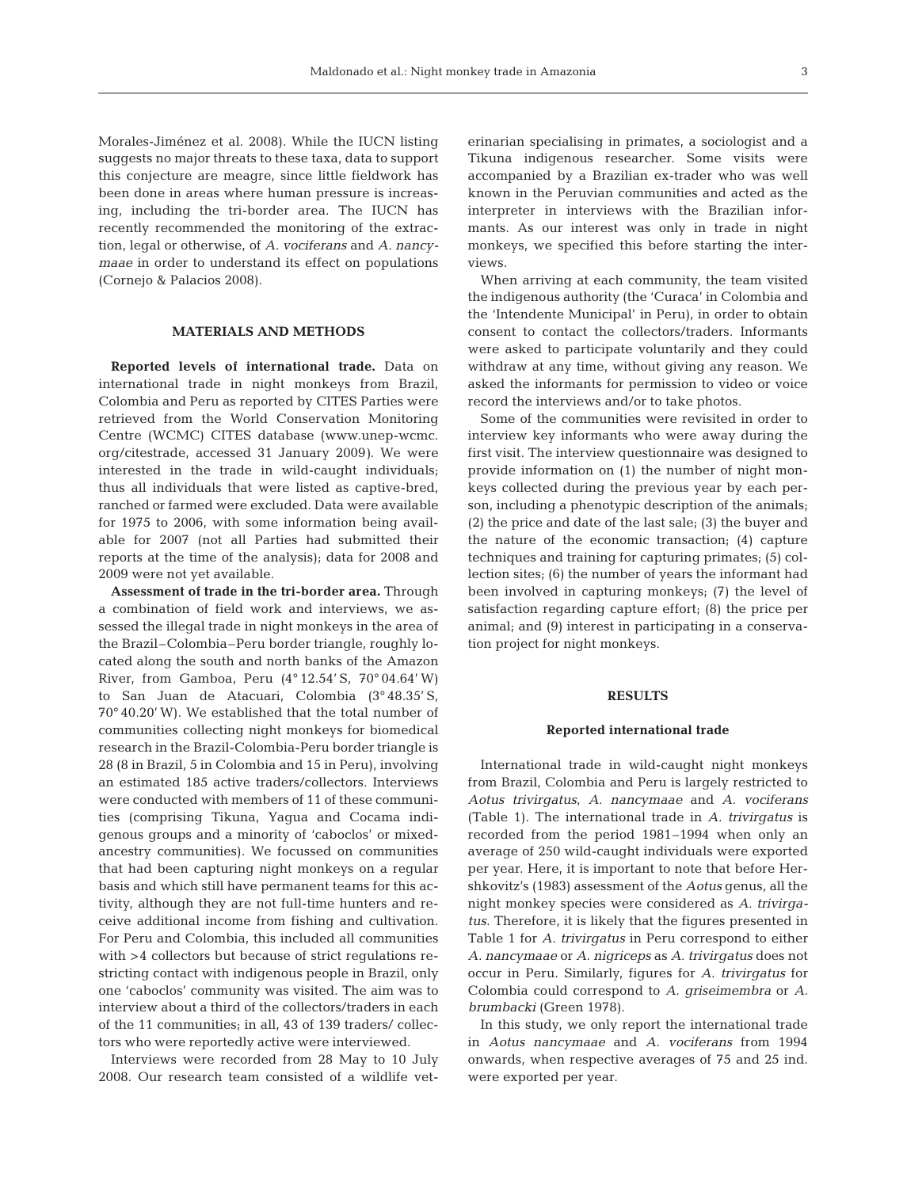Morales-Jiménez et al. 2008). While the IUCN listing suggests no major threats to these taxa, data to support this conjecture are meagre, since little fieldwork has been done in areas where human pressure is increasing, including the tri-border area. The IUCN has recently recommended the monitoring of the extraction, legal or otherwise, of *A. vociferans* and *A. nancymaae* in order to understand its effect on populations (Cornejo & Palacios 2008).

## MATERIALS AND METHODS

**Reported levels of international trade.** Data on international trade in night monkeys from Brazil, Colombia and Peru as reported by CITES Parties were retrieved from the World Conservation Monitoring Centre (WCMC) CITES database (www.unep-wcmc.org/citestrade, accessed 31 January 2009). We were interested in the trade in wild-caught individuals; thus all individuals that were listed as captive-bred, ranched or farmed were excluded. Data were available for 1975 to 2006, with some information being available for 2007 (not all Parties had submitted their reports at the time of the analysis); data for 2008 and 2009 were not yet available.

**Assessment of trade in the tri-border area.** Through a combination of field work and interviews, we assessed the illegal trade in night monkeys in the area of the Brazil–Colombia–Peru border triangle, roughly located along the south and north banks of the Amazon River, from Gamboa, Peru (4° 12.54′ S, 70° 04.64′ W) to San Juan de Atacuari, Colombia (3° 48.35′ S, 70° 40.20′ W). We established that the total number of communities collecting night monkeys for biomedical research in the Brazil-Colombia-Peru border triangle is 28 (8 in Brazil, 5 in Colombia and 15 in Peru), involving an estimated 185 active traders/collectors. Interviews were conducted with members of 11 of these communities (comprising Tikuna, Yagua and Cocama indigenous groups and a minority of 'caboclos' or mixed-ancestry communities). We focussed on communities that had been capturing night monkeys on a regular basis and which still have permanent teams for this activity, although they are not full-time hunters and receive additional income from fishing and cultivation. For Peru and Colombia, this included all communities with >4 collectors but because of strict regulations restricting contact with indigenous people in Brazil, only one 'caboclos' community was visited. The aim was to interview about a third of the collectors/traders in each of the 11 communities; in all, 43 of 139 traders/ collectors who were reportedly active were interviewed.

Interviews were recorded from 28 May to 10 July 2008. Our research team consisted of a wildlife veterinarian specialising in primates, a sociologist and a Tikuna indigenous researcher. Some visits were accompanied by a Brazilian ex-trader who was well known in the Peruvian communities and acted as the interpreter in interviews with the Brazilian informants. As our interest was only in trade in night monkeys, we specified this before starting the interviews.

When arriving at each community, the team visited the indigenous authority (the 'Curaca' in Colombia and the 'Intendente Municipal' in Peru), in order to obtain consent to contact the collectors/traders. Informants were asked to participate voluntarily and they could withdraw at any time, without giving any reason. We asked the informants for permission to video or voice record the interviews and/or to take photos.

Some of the communities were revisited in order to interview key informants who were away during the first visit. The interview questionnaire was designed to provide information on (1) the number of night monkeys collected during the previous year by each person, including a phenotypic description of the animals; (2) the price and date of the last sale; (3) the buyer and the nature of the economic transaction; (4) capture techniques and training for capturing primates; (5) collection sites; (6) the number of years the informant had been involved in capturing monkeys; (7) the level of satisfaction regarding capture effort; (8) the price per animal; and (9) interest in participating in a conservation project for night monkeys.

## RESULTS

### Reported international trade

International trade in wild-caught night monkeys from Brazil, Colombia and Peru is largely restricted to *Aotus trivirgatus*, *A. nancymaae* and *A. vociferans* (Table 1). The international trade in *A. trivirgatus* is recorded from the period 1981–1994 when only an average of 250 wild-caught individuals were exported per year. Here, it is important to note that before Hershkovitz's (1983) assessment of the *Aotus* genus, all the night monkey species were considered as *A. trivirgatus*. Therefore, it is likely that the figures presented in Table 1 for *A. trivirgatus* in Peru correspond to either *A. nancymaae* or *A. nigriceps* as *A. trivirgatus* does not occur in Peru. Similarly, figures for *A. trivirgatus* for Colombia could correspond to *A. griseimembra* or *A. brumbacki* (Green 1978).

In this study, we only report the international trade in *Aotus nancymaae* and *A. vociferans* from 1994 onwards, when respective averages of 75 and 25 ind. were exported per year.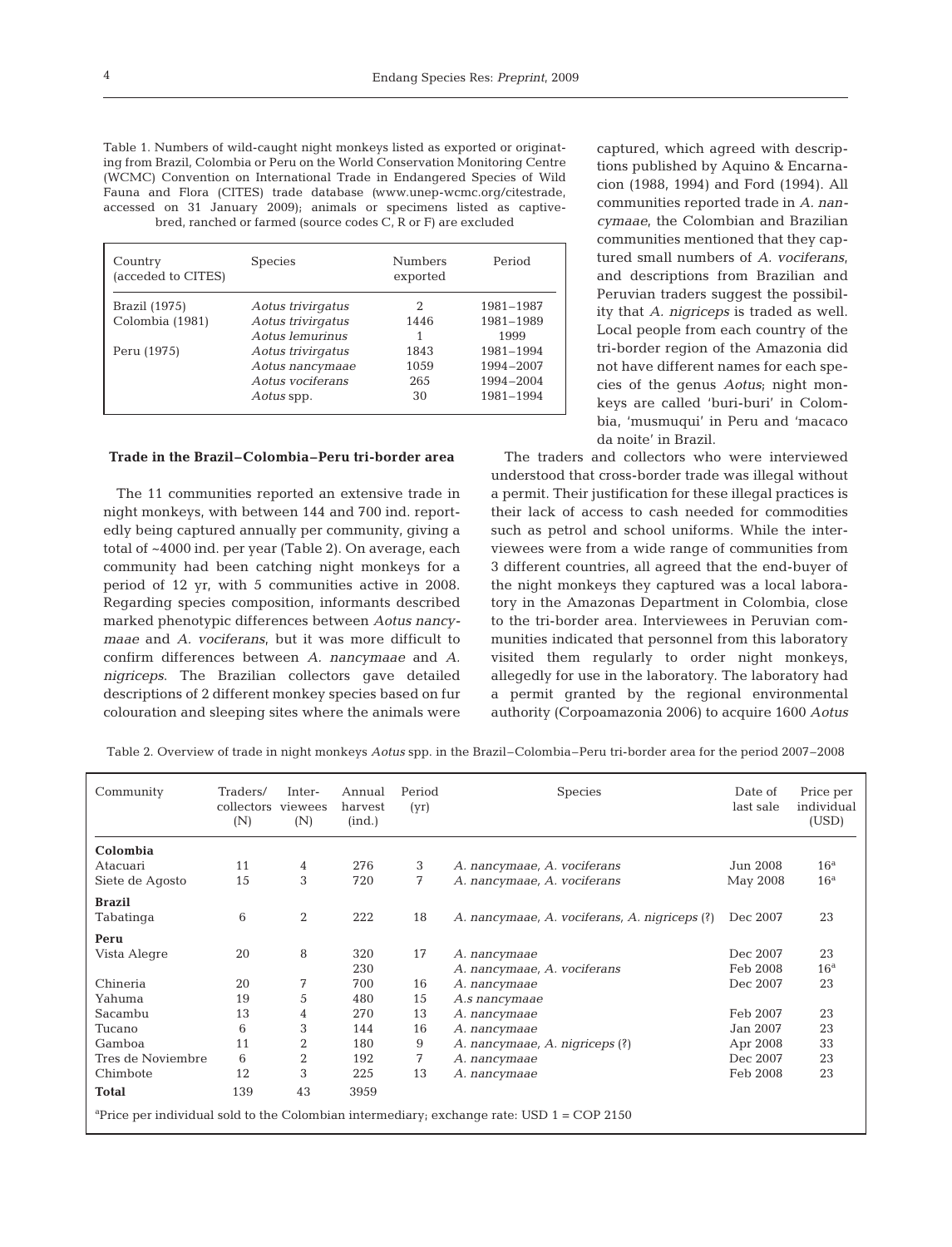Table 1. Numbers of wild-caught night monkeys listed as exported or originating from Brazil, Colombia or Peru on the World Conservation Monitoring Centre (WCMC) Convention on International Trade in Endangered Species of Wild Fauna and Flora (CITES) trade database (www.unep-wcmc.org/citestrade, accessed on 31 January 2009); animals or specimens listed as captive-bred, ranched or farmed (source codes C, R or F) are excluded

| Country (acceded to CITES) | Species | Numbers exported | Period |
|---|---|---|---|
| Brazil (1975) | *Aotus trivirgatus* | 2 | 1981–1987 |
| Colombia (1981) | *Aotus trivirgatus* | 1446 | 1981–1989 |
| | *Aotus lemurinus* | 1 | 1999 |
| Peru (1975) | *Aotus trivirgatus* | 1843 | 1981–1994 |
| | *Aotus nancymaae* | 1059 | 1994–2007 |
| | *Aotus vociferans* | 265 | 1994–2004 |
| | *Aotus* spp. | 30 | 1981–1994 |

### Trade in the Brazil–Colombia–Peru tri-border area

The 11 communities reported an extensive trade in night monkeys, with between 144 and 700 ind. reportedly being captured annually per community, giving a total of ~4000 ind. per year (Table 2). On average, each community had been catching night monkeys for a period of 12 yr, with 5 communities active in 2008. Regarding species composition, informants described marked phenotypic differences between *Aotus nancymaae* and *A. vociferans*, but it was more difficult to confirm differences between *A. nancymaae* and *A. nigriceps*. The Brazilian collectors gave detailed descriptions of 2 different monkey species based on fur colouration and sleeping sites where the animals were captured, which agreed with descriptions published by Aquino & Encarnacion (1988, 1994) and Ford (1994). All communities reported trade in *A. nancymaae*, the Colombian and Brazilian communities mentioned that they captured small numbers of *A. vociferans*, and descriptions from Brazilian and Peruvian traders suggest the possibility that *A. nigriceps* is traded as well. Local people from each country of the tri-border region of the Amazonia did not have different names for each species of the genus *Aotus*; night monkeys are called 'buri-buri' in Colombia, 'musmuqui' in Peru and 'macaco da noite' in Brazil.

The traders and collectors who were interviewed understood that cross-border trade was illegal without a permit. Their justification for these illegal practices is their lack of access to cash needed for commodities such as petrol and school uniforms. While the interviewees were from a wide range of communities from 3 different countries, all agreed that the end-buyer of the night monkeys they captured was a local laboratory in the Amazonas Department in Colombia, close to the tri-border area. Interviewees in Peruvian communities indicated that personnel from this laboratory visited them regularly to order night monkeys, allegedly for use in the laboratory. The laboratory had a permit granted by the regional environmental authority (Corpoamazonia 2006) to acquire 1600 *Aotus*

Table 2. Overview of trade in night monkeys *Aotus* spp. in the Brazil–Colombia–Peru tri-border area for the period 2007–2008

| Community | Traders/ collectors (N) | Inter- viewees (N) | Annual harvest (ind.) | Period (yr) | Species | Date of last sale | Price per individual (USD) |
|---|---|---|---|---|---|---|---|
| **Colombia** | | | | | | | |
| Atacuari | 11 | 4 | 276 | 3 | *A. nancymaae, A. vociferans* | Jun 2008 | 16[a] |
| Siete de Agosto | 15 | 3 | 720 | 7 | *A. nancymaae, A. vociferans* | May 2008 | 16[a] |
| **Brazil** | | | | | | | |
| Tabatinga | 6 | 2 | 222 | 18 | *A. nancymaae, A. vociferans, A. nigriceps* (?) | Dec 2007 | 23 |
| **Peru** | | | | | | | |
| Vista Alegre | 20 | 8 | 320 | 17 | *A. nancymaae* | Dec 2007 | 23 |
| | | | 230 | | *A. nancymaae, A. vociferans* | Feb 2008 | 16[a] |
| Chineria | 20 | 7 | 700 | 16 | *A. nancymaae* | Dec 2007 | 23 |
| Yahuma | 19 | 5 | 480 | 15 | *A.s nancymaae* | | |
| Sacambu | 13 | 4 | 270 | 13 | *A. nancymaae* | Feb 2007 | 23 |
| Tucano | 6 | 3 | 144 | 16 | *A. nancymaae* | Jan 2007 | 23 |
| Gamboa | 11 | 2 | 180 | 9 | *A. nancymaae, A. nigriceps* (?) | Apr 2008 | 33 |
| Tres de Noviembre | 6 | 2 | 192 | 7 | *A. nancymaae* | Dec 2007 | 23 |
| Chimbote | 12 | 3 | 225 | 13 | *A. nancymaae* | Feb 2008 | 23 |
| **Total** | 139 | 43 | 3959 | | | | |

[a]Price per individual sold to the Colombian intermediary; exchange rate: USD 1 = COP 2150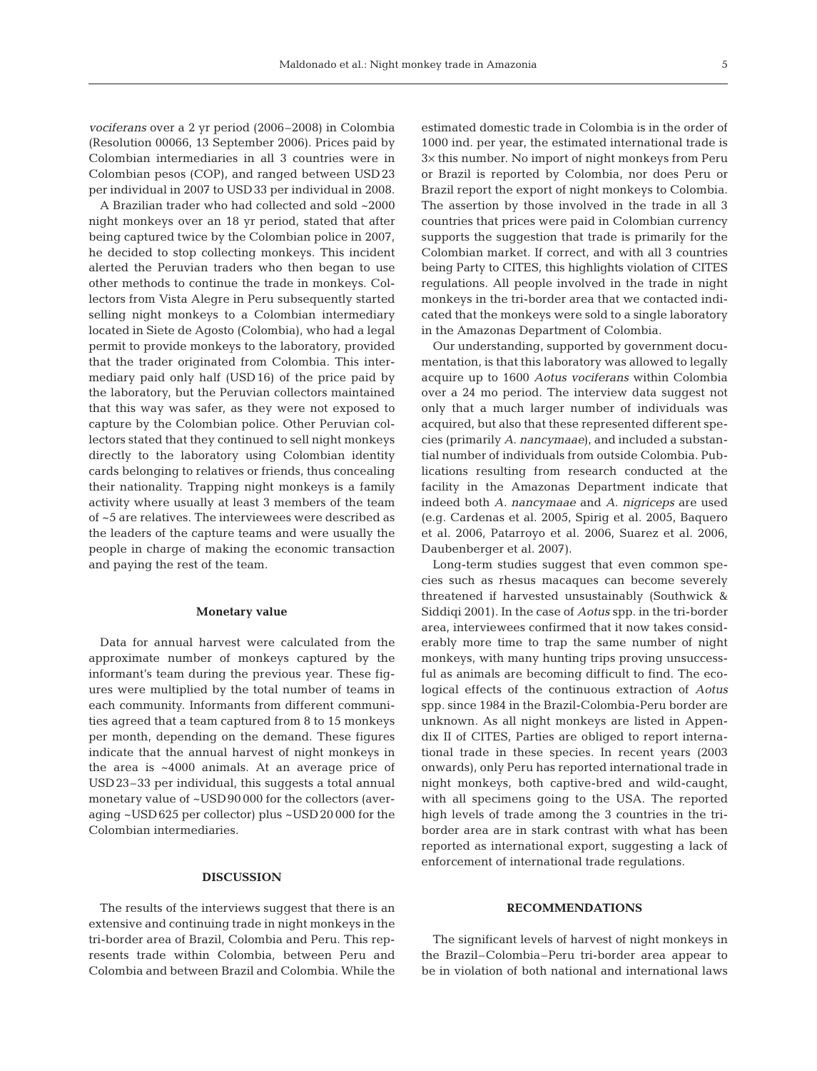*vociferans* over a 2 yr period (2006–2008) in Colombia (Resolution 00066, 13 September 2006). Prices paid by Colombian intermediaries in all 3 countries were in Colombian pesos (COP), and ranged between USD 23 per individual in 2007 to USD 33 per individual in 2008.

A Brazilian trader who had collected and sold ~2000 night monkeys over an 18 yr period, stated that after being captured twice by the Colombian police in 2007, he decided to stop collecting monkeys. This incident alerted the Peruvian traders who then began to use other methods to continue the trade in monkeys. Collectors from Vista Alegre in Peru subsequently started selling night monkeys to a Colombian intermediary located in Siete de Agosto (Colombia), who had a legal permit to provide monkeys to the laboratory, provided that the trader originated from Colombia. This intermediary paid only half (USD 16) of the price paid by the laboratory, but the Peruvian collectors maintained that this way was safer, as they were not exposed to capture by the Colombian police. Other Peruvian collectors stated that they continued to sell night monkeys directly to the laboratory using Colombian identity cards belonging to relatives or friends, thus concealing their nationality. Trapping night monkeys is a family activity where usually at least 3 members of the team of ~5 are relatives. The interviewees were described as the leaders of the capture teams and were usually the people in charge of making the economic transaction and paying the rest of the team.

### Monetary value

Data for annual harvest were calculated from the approximate number of monkeys captured by the informant's team during the previous year. These figures were multiplied by the total number of teams in each community. Informants from different communities agreed that a team captured from 8 to 15 monkeys per month, depending on the demand. These figures indicate that the annual harvest of night monkeys in the area is ~4000 animals. At an average price of USD 23–33 per individual, this suggests a total annual monetary value of ~USD 90 000 for the collectors (averaging ~USD 625 per collector) plus ~USD 20 000 for the Colombian intermediaries.

## DISCUSSION

The results of the interviews suggest that there is an extensive and continuing trade in night monkeys in the tri-border area of Brazil, Colombia and Peru. This represents trade within Colombia, between Peru and Colombia and between Brazil and Colombia. While the estimated domestic trade in Colombia is in the order of 1000 ind. per year, the estimated international trade is 3× this number. No import of night monkeys from Peru or Brazil is reported by Colombia, nor does Peru or Brazil report the export of night monkeys to Colombia. The assertion by those involved in the trade in all 3 countries that prices were paid in Colombian currency supports the suggestion that trade is primarily for the Colombian market. If correct, and with all 3 countries being Party to CITES, this highlights violation of CITES regulations. All people involved in the trade in night monkeys in the tri-border area that we contacted indicated that the monkeys were sold to a single laboratory in the Amazonas Department of Colombia.

Our understanding, supported by government documentation, is that this laboratory was allowed to legally acquire up to 1600 *Aotus vociferans* within Colombia over a 24 mo period. The interview data suggest not only that a much larger number of individuals was acquired, but also that these represented different species (primarily *A. nancymaae*), and included a substantial number of individuals from outside Colombia. Publications resulting from research conducted at the facility in the Amazonas Department indicate that indeed both *A. nancymaae* and *A. nigriceps* are used (e.g. Cardenas et al. 2005, Spirig et al. 2005, Baquero et al. 2006, Patarroyo et al. 2006, Suarez et al. 2006, Daubenberger et al. 2007).

Long-term studies suggest that even common species such as rhesus macaques can become severely threatened if harvested unsustainably (Southwick & Siddiqi 2001). In the case of *Aotus* spp. in the tri-border area, interviewees confirmed that it now takes considerably more time to trap the same number of night monkeys, with many hunting trips proving unsuccessful as animals are becoming difficult to find. The ecological effects of the continuous extraction of *Aotus* spp. since 1984 in the Brazil-Colombia-Peru border are unknown. As all night monkeys are listed in Appendix II of CITES, Parties are obliged to report international trade in these species. In recent years (2003 onwards), only Peru has reported international trade in night monkeys, both captive-bred and wild-caught, with all specimens going to the USA. The reported high levels of trade among the 3 countries in the tri-border area are in stark contrast with what has been reported as international export, suggesting a lack of enforcement of international trade regulations.

## RECOMMENDATIONS

The significant levels of harvest of night monkeys in the Brazil–Colombia–Peru tri-border area appear to be in violation of both national and international laws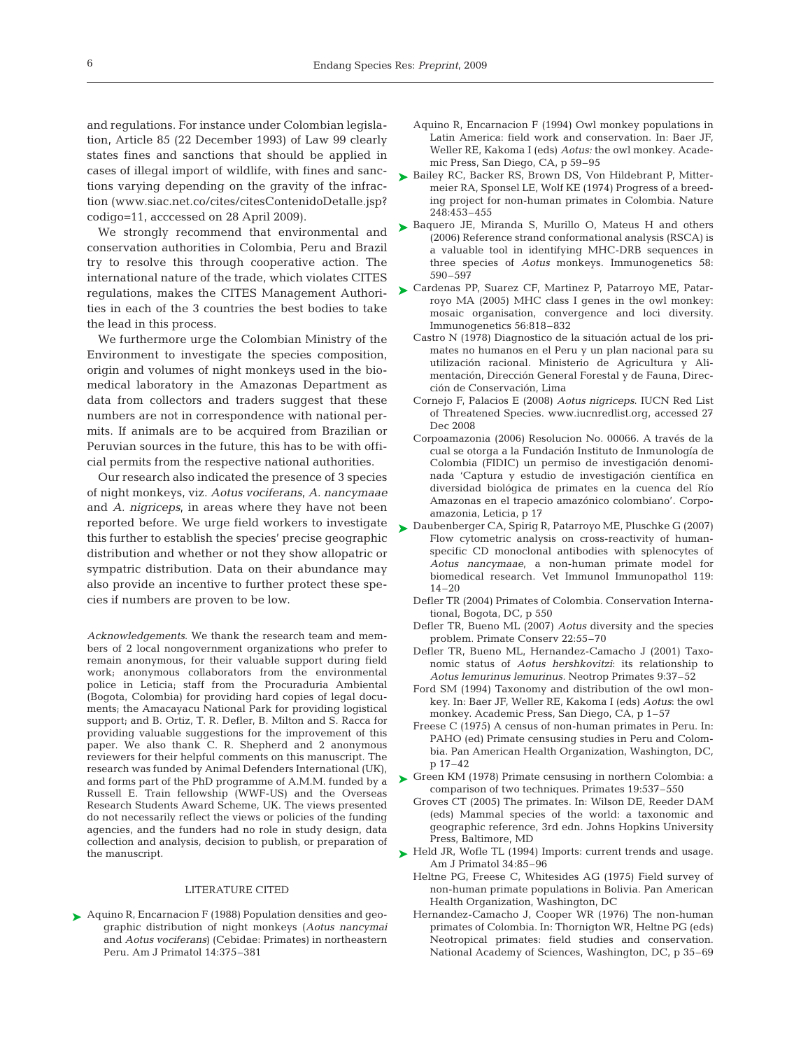and regulations. For instance under Colombian legislation, Article 85 (22 December 1993) of Law 99 clearly states fines and sanctions that should be applied in cases of illegal import of wildlife, with fines and sanctions varying depending on the gravity of the infraction (www.siac.net.co/cites/citesContenidoDetalle.jsp?codigo=11, acccessed on 28 April 2009).

We strongly recommend that environmental and conservation authorities in Colombia, Peru and Brazil try to resolve this through cooperative action. The international nature of the trade, which violates CITES regulations, makes the CITES Management Authorities in each of the 3 countries the best bodies to take the lead in this process.

We furthermore urge the Colombian Ministry of the Environment to investigate the species composition, origin and volumes of night monkeys used in the biomedical laboratory in the Amazonas Department as data from collectors and traders suggest that these numbers are not in correspondence with national permits. If animals are to be acquired from Brazilian or Peruvian sources in the future, this has to be with official permits from the respective national authorities.

Our research also indicated the presence of 3 species of night monkeys, viz. *Aotus vociferans*, *A. nancymaae* and *A. nigriceps*, in areas where they have not been reported before. We urge field workers to investigate this further to establish the species' precise geographic distribution and whether or not they show allopatric or sympatric distribution. Data on their abundance may also provide an incentive to further protect these species if numbers are proven to be low.

*Acknowledgements.* We thank the research team and members of 2 local nongovernment organizations who prefer to remain anonymous, for their valuable support during field work; anonymous collaborators from the environmental police in Leticia; staff from the Procuraduria Ambiental (Bogota, Colombia) for providing hard copies of legal documents; the Amacayacu National Park for providing logistical support; and B. Ortiz, T. R. Defler, B. Milton and S. Racca for providing valuable suggestions for the improvement of this paper. We also thank C. R. Shepherd and 2 anonymous reviewers for their helpful comments on this manuscript. The research was funded by Animal Defenders International (UK), and forms part of the PhD programme of A.M.M. funded by a Russell E. Train fellowship (WWF-US) and the Overseas Research Students Award Scheme, UK. The views presented do not necessarily reflect the views or policies of the funding agencies, and the funders had no role in study design, data collection and analysis, decision to publish, or preparation of the manuscript.

## LITERATURE CITED

Aquino R, Encarnacion F (1988) Population densities and geographic distribution of night monkeys (*Aotus nancymai* and *Aotus vociferans*) (Cebidae: Primates) in northeastern Peru. Am J Primatol 14:375–381

Aquino R, Encarnacion F (1994) Owl monkey populations in Latin America: field work and conservation. In: Baer JF, Weller RE, Kakoma I (eds) *Aotus:* the owl monkey. Academic Press, San Diego, CA, p 59–95

Bailey RC, Backer RS, Brown DS, Von Hildebrant P, Mittermeier RA, Sponsel LE, Wolf KE (1974) Progress of a breeding project for non-human primates in Colombia. Nature 248:453–455

Baquero JE, Miranda S, Murillo O, Mateus H and others (2006) Reference strand conformational analysis (RSCA) is a valuable tool in identifying MHC-DRB sequences in three species of *Aotus* monkeys. Immunogenetics 58: 590–597

Cardenas PP, Suarez CF, Martinez P, Patarroyo ME, Patarroyo MA (2005) MHC class I genes in the owl monkey: mosaic organisation, convergence and loci diversity. Immunogenetics 56:818–832

Castro N (1978) Diagnostico de la situación actual de los primates no humanos en el Peru y un plan nacional para su utilización racional. Ministerio de Agricultura y Alimentación, Dirección General Forestal y de Fauna, Dirección de Conservación, Lima

Cornejo F, Palacios E (2008) *Aotus nigriceps*. IUCN Red List of Threatened Species. www.iucnredlist.org, accessed 27 Dec 2008

Corpoamazonia (2006) Resolucion No. 00066. A través de la cual se otorga a la Fundación Instituto de Inmunología de Colombia (FIDIC) un permiso de investigación denominada 'Captura y estudio de investigación científica en diversidad biológica de primates en la cuenca del Río Amazonas en el trapecio amazónico colombiano'. Corpoamazonia, Leticia, p 17

Daubenberger CA, Spirig R, Patarroyo ME, Pluschke G (2007) Flow cytometric analysis on cross-reactivity of human-specific CD monoclonal antibodies with splenocytes of *Aotus nancymaae*, a non-human primate model for biomedical research. Vet Immunol Immunopathol 119: 14–20

Defler TR (2004) Primates of Colombia. Conservation International, Bogota, DC, p 550

Defler TR, Bueno ML (2007) *Aotus* diversity and the species problem. Primate Conserv 22:55–70

Defler TR, Bueno ML, Hernandez-Camacho J (2001) Taxonomic status of *Aotus hershkovitzi*: its relationship to *Aotus lemurinus lemurinus*. Neotrop Primates 9:37–52

Ford SM (1994) Taxonomy and distribution of the owl monkey. In: Baer JF, Weller RE, Kakoma I (eds) *Aotus*: the owl monkey. Academic Press, San Diego, CA, p 1–57

Freese C (1975) A census of non-human primates in Peru. In: PAHO (ed) Primate censusing studies in Peru and Colombia. Pan American Health Organization, Washington, DC, p 17–42

Green KM (1978) Primate censusing in northern Colombia: a comparison of two techniques. Primates 19:537–550

Groves CT (2005) The primates. In: Wilson DE, Reeder DAM (eds) Mammal species of the world: a taxonomic and geographic reference, 3rd edn. Johns Hopkins University Press, Baltimore, MD

Held JR, Wofle TL (1994) Imports: current trends and usage. Am J Primatol 34:85–96

Heltne PG, Freese C, Whitesides AG (1975) Field survey of non-human primate populations in Bolivia. Pan American Health Organization, Washington, DC

Hernandez-Camacho J, Cooper WR (1976) The non-human primates of Colombia. In: Thornigton WR, Heltne PG (eds) Neotropical primates: field studies and conservation. National Academy of Sciences, Washington, DC, p 35–69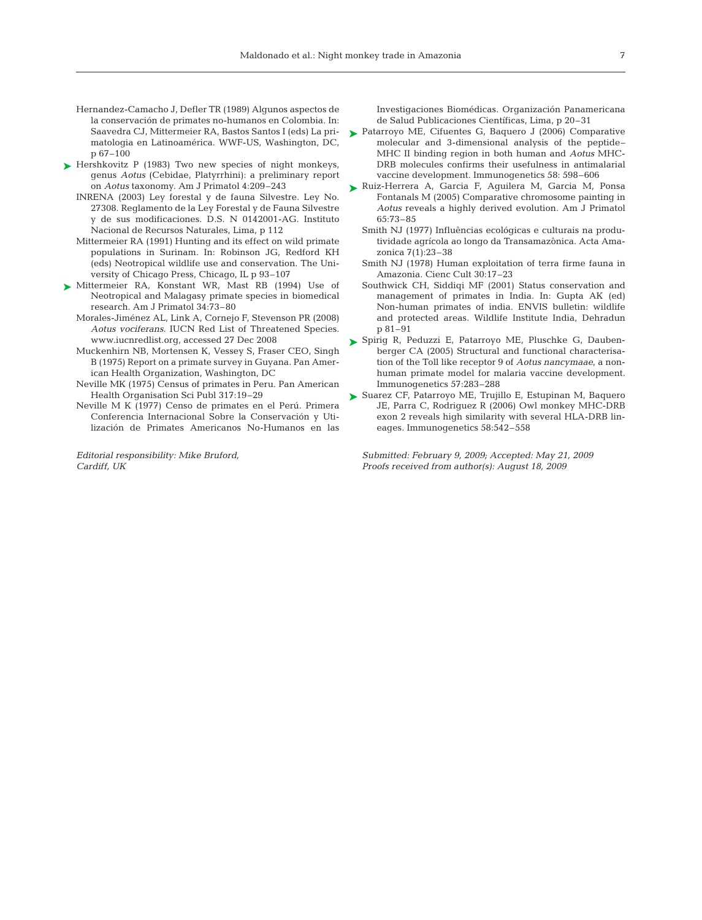Hernandez-Camacho J, Defler TR (1989) Algunos aspectos de la conservación de primates no-humanos en Colombia. In: Saavedra CJ, Mittermeier RA, Bastos Santos I (eds) La primatologia en Latinoamérica. WWF-US, Washington, DC, p 67–100

Hershkovitz P (1983) Two new species of night monkeys, genus *Aotus* (Cebidae, Platyrrhini): a preliminary report on *Aotus* taxonomy. Am J Primatol 4:209–243

INRENA (2003) Ley forestal y de fauna Silvestre. Ley No. 27308. Reglamento de la Ley Forestal y de Fauna Silvestre y de sus modificaciones. D.S. N 0142001-AG. Instituto Nacional de Recursos Naturales, Lima, p 112

Mittermeier RA (1991) Hunting and its effect on wild primate populations in Surinam. In: Robinson JG, Redford KH (eds) Neotropical wildlife use and conservation. The University of Chicago Press, Chicago, IL p 93–107

Mittermeier RA, Konstant WR, Mast RB (1994) Use of Neotropical and Malagasy primate species in biomedical research. Am J Primatol 34:73–80

Morales-Jiménez AL, Link A, Cornejo F, Stevenson PR (2008) *Aotus vociferans*. IUCN Red List of Threatened Species. www.iucnredlist.org, accessed 27 Dec 2008

Muckenhirn NB, Mortensen K, Vessey S, Fraser CEO, Singh B (1975) Report on a primate survey in Guyana. Pan American Health Organization, Washington, DC

Neville MK (1975) Census of primates in Peru. Pan American Health Organisation Sci Publ 317:19–29

Neville M K (1977) Censo de primates en el Perú. Primera Conferencia Internacional Sobre la Conservación y Utilización de Primates Americanos No-Humanos en las Investigaciones Biomédicas. Organización Panamericana de Salud Publicaciones Científicas, Lima, p 20–31

Patarroyo ME, Cifuentes G, Baquero J (2006) Comparative molecular and 3-dimensional analysis of the peptide–MHC II binding region in both human and *Aotus* MHC-DRB molecules confirms their usefulness in antimalarial vaccine development. Immunogenetics 58: 598–606

Ruiz-Herrera A, Garcia F, Aguilera M, Garcia M, Ponsa Fontanals M (2005) Comparative chromosome painting in *Aotus* reveals a highly derived evolution. Am J Primatol 65:73–85

Smith NJ (1977) Influências ecológicas e culturais na produtividade agrícola ao longo da Transamazônica. Acta Amazonica 7(1):23–38

Smith NJ (1978) Human exploitation of terra firme fauna in Amazonia. Cienc Cult 30:17–23

Southwick CH, Siddiqi MF (2001) Status conservation and management of primates in India. In: Gupta AK (ed) Non-human primates of india. ENVIS bulletin: wildlife and protected areas. Wildlife Institute India, Dehradun p 81–91

Spirig R, Peduzzi E, Patarroyo ME, Pluschke G, Daubenberger CA (2005) Structural and functional characterisation of the Toll like receptor 9 of *Aotus nancymaae*, a non-human primate model for malaria vaccine development. Immunogenetics 57:283–288

Suarez CF, Patarroyo ME, Trujillo E, Estupinan M, Baquero JE, Parra C, Rodriguez R (2006) Owl monkey MHC-DRB exon 2 reveals high similarity with several HLA-DRB lineages. Immunogenetics 58:542–558

*Editorial responsibility: Mike Bruford, Cardiff, UK*

*Submitted: February 9, 2009; Accepted: May 21, 2009*
*Proofs received from author(s): August 18, 2009*